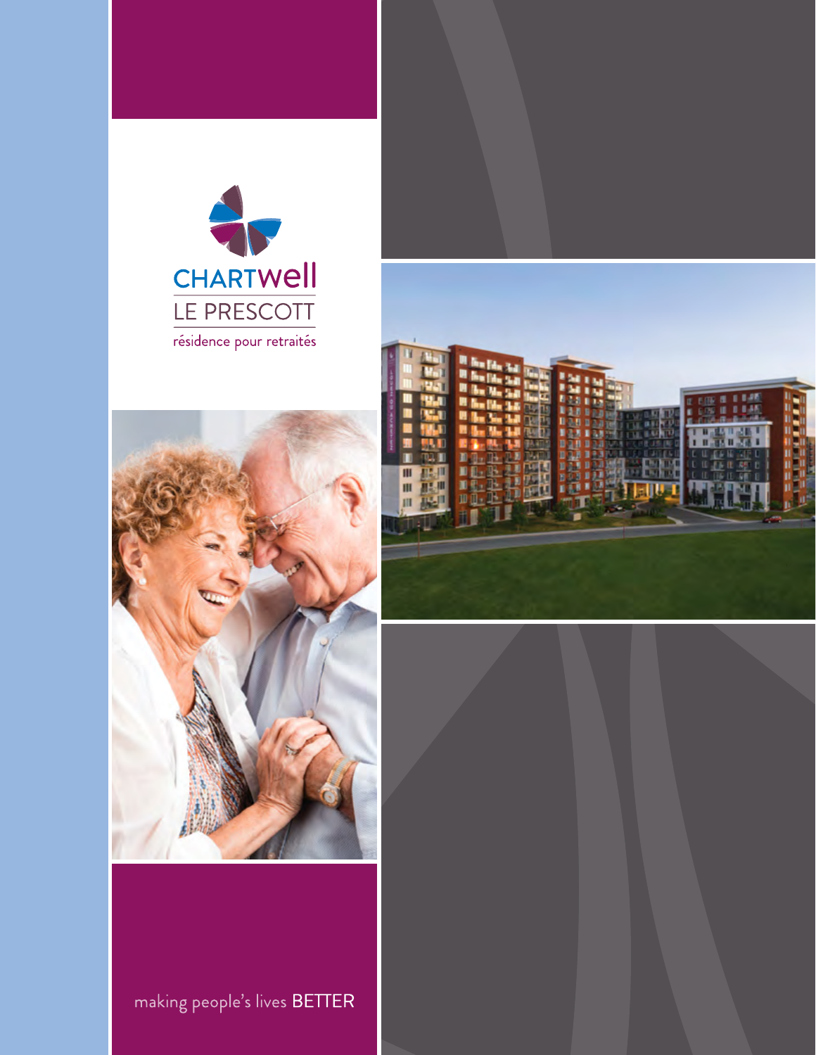CHARTWell

LE PRESCOTT

résidence pour retraités

making people's lives BETTER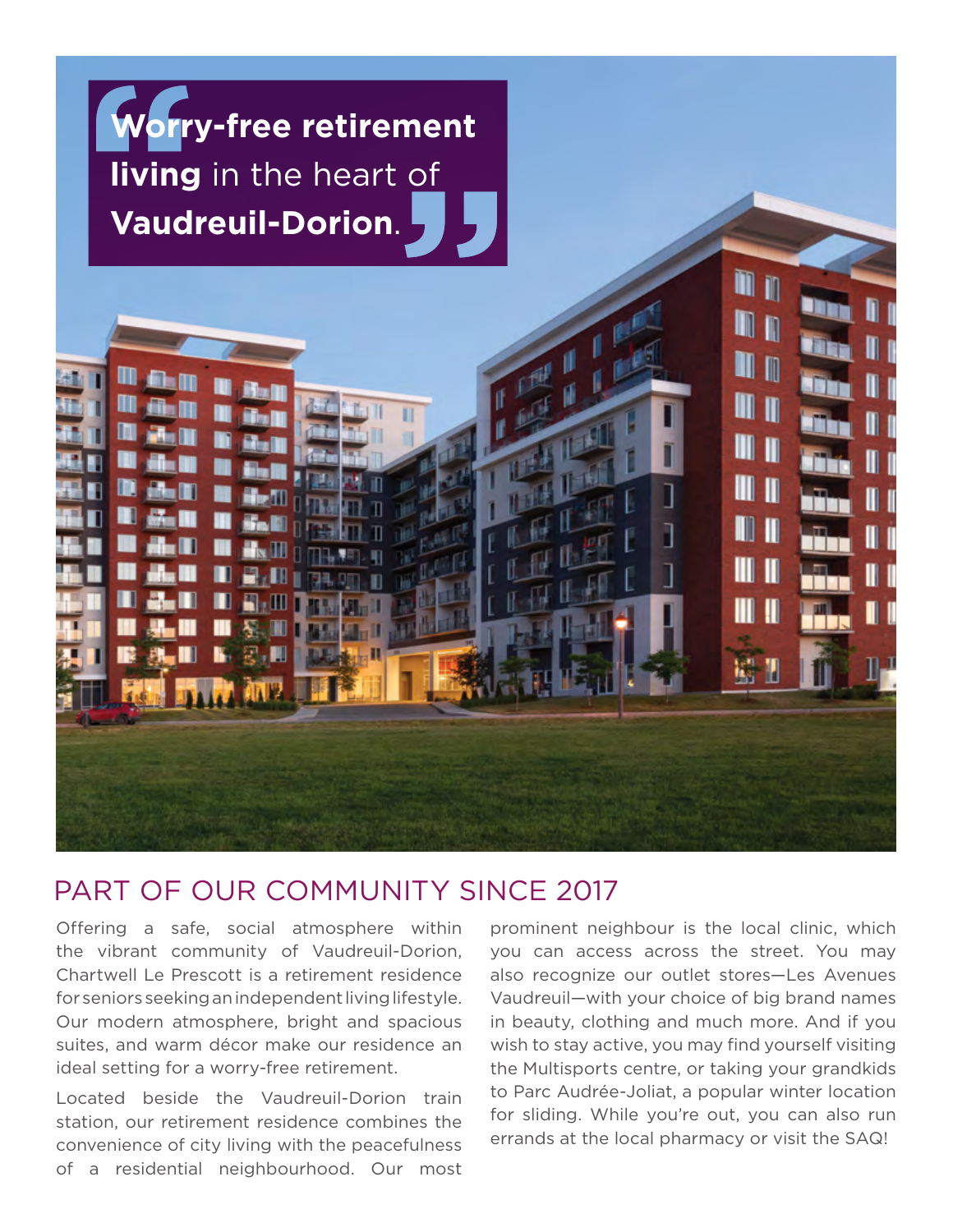> **Worry-free retirement living** in the heart of **Vaudreuil-Dorion**.

## PART OF OUR COMMUNITY SINCE 2017

Offering a safe, social atmosphere within the vibrant community of Vaudreuil-Dorion, Chartwell Le Prescott is a retirement residence for seniors seeking an independent living lifestyle. Our modern atmosphere, bright and spacious suites, and warm décor make our residence an ideal setting for a worry-free retirement.

Located beside the Vaudreuil-Dorion train station, our retirement residence combines the convenience of city living with the peacefulness of a residential neighbourhood. Our most prominent neighbour is the local clinic, which you can access across the street. You may also recognize our outlet stores—Les Avenues Vaudreuil—with your choice of big brand names in beauty, clothing and much more. And if you wish to stay active, you may find yourself visiting the Multisports centre, or taking your grandkids to Parc Audrée-Joliat, a popular winter location for sliding. While you're out, you can also run errands at the local pharmacy or visit the SAQ!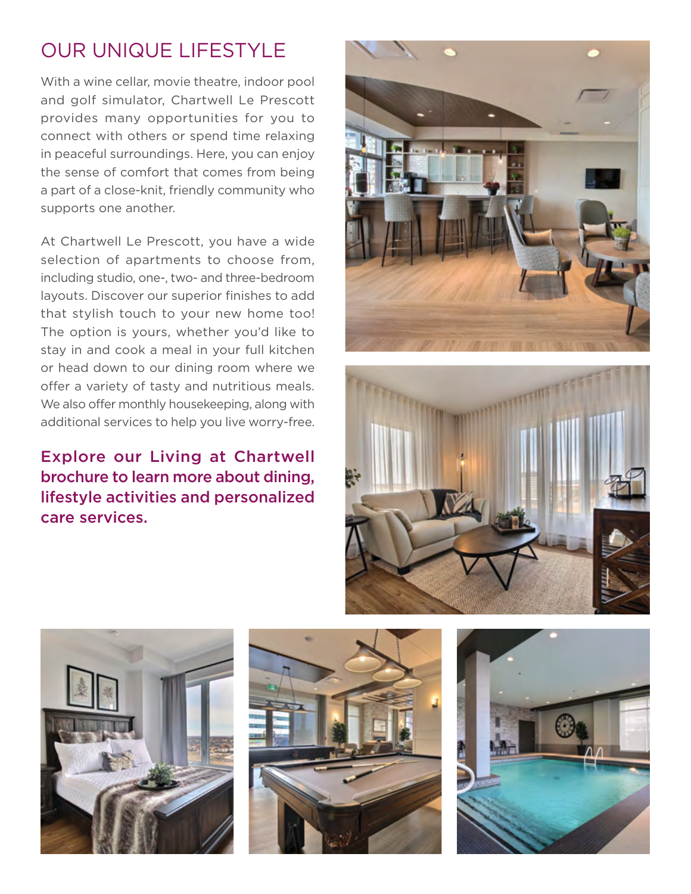# OUR UNIQUE LIFESTYLE

With a wine cellar, movie theatre, indoor pool and golf simulator, Chartwell Le Prescott provides many opportunities for you to connect with others or spend time relaxing in peaceful surroundings. Here, you can enjoy the sense of comfort that comes from being a part of a close-knit, friendly community who supports one another.

At Chartwell Le Prescott, you have a wide selection of apartments to choose from, including studio, one-, two- and three-bedroom layouts. Discover our superior finishes to add that stylish touch to your new home too! The option is yours, whether you'd like to stay in and cook a meal in your full kitchen or head down to our dining room where we offer a variety of tasty and nutritious meals. We also offer monthly housekeeping, along with additional services to help you live worry-free.

**Explore our Living at Chartwell brochure to learn more about dining, lifestyle activities and personalized care services.**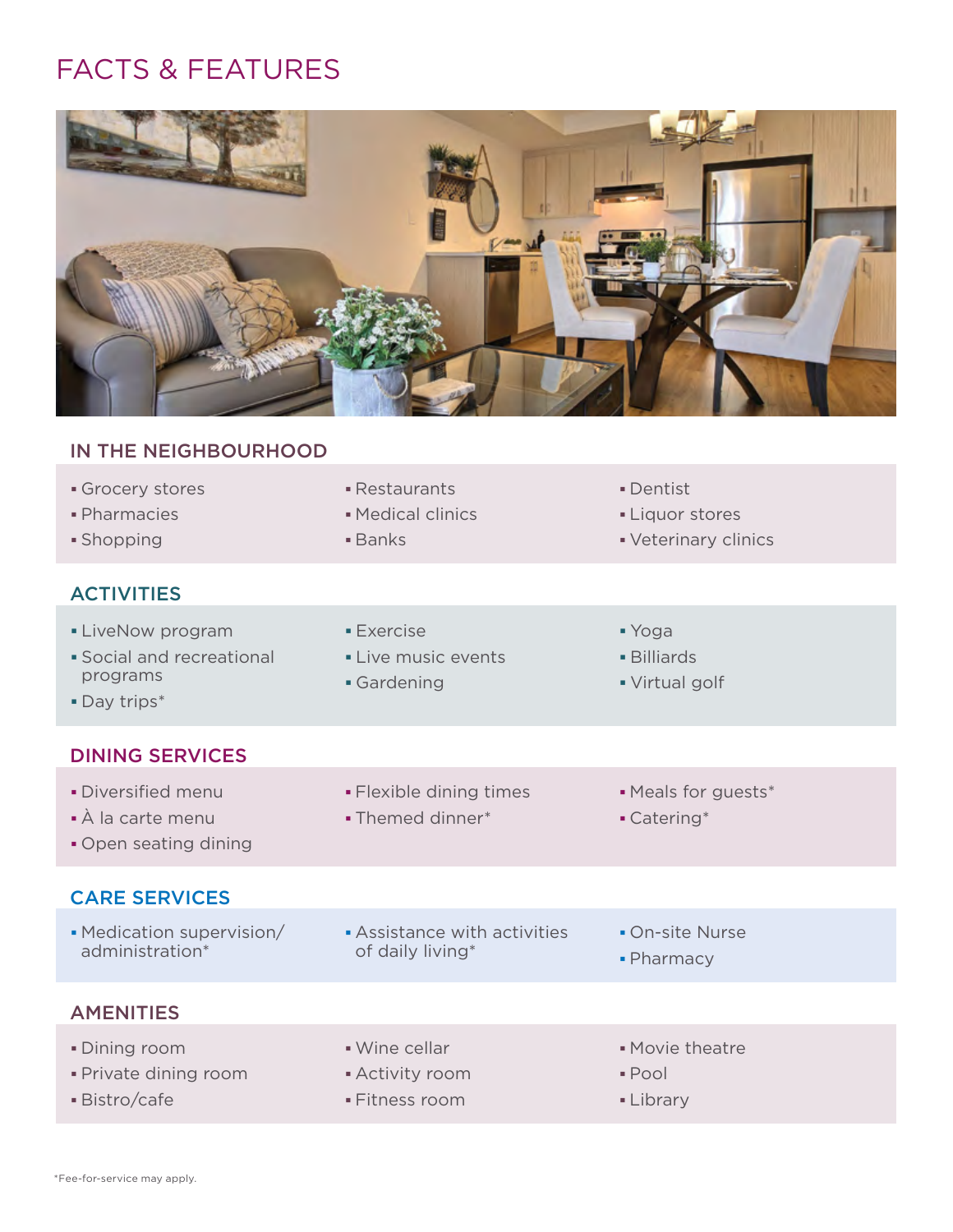# FACTS & FEATURES

## IN THE NEIGHBOURHOOD

- Grocery stores
- Pharmacies
- Shopping
- Restaurants
- Medical clinics
- Banks
- Dentist
- Liquor stores
- Veterinary clinics

## ACTIVITIES

- LiveNow program
- Social and recreational programs
- Day trips*
- Exercise
- Live music events
- Gardening
- Yoga
- Billiards
- Virtual golf

## DINING SERVICES

- Diversified menu
- À la carte menu
- Open seating dining
- Flexible dining times
- Themed dinner*
- Meals for guests*
- Catering*

## CARE SERVICES

- Medication supervision/ administration*
- Assistance with activities of daily living*
- On-site Nurse
- Pharmacy

## AMENITIES

- Dining room
- Private dining room
- Bistro/cafe
- Wine cellar
- Activity room
- Fitness room
- Movie theatre
- Pool
- Library

*Fee-for-service may apply.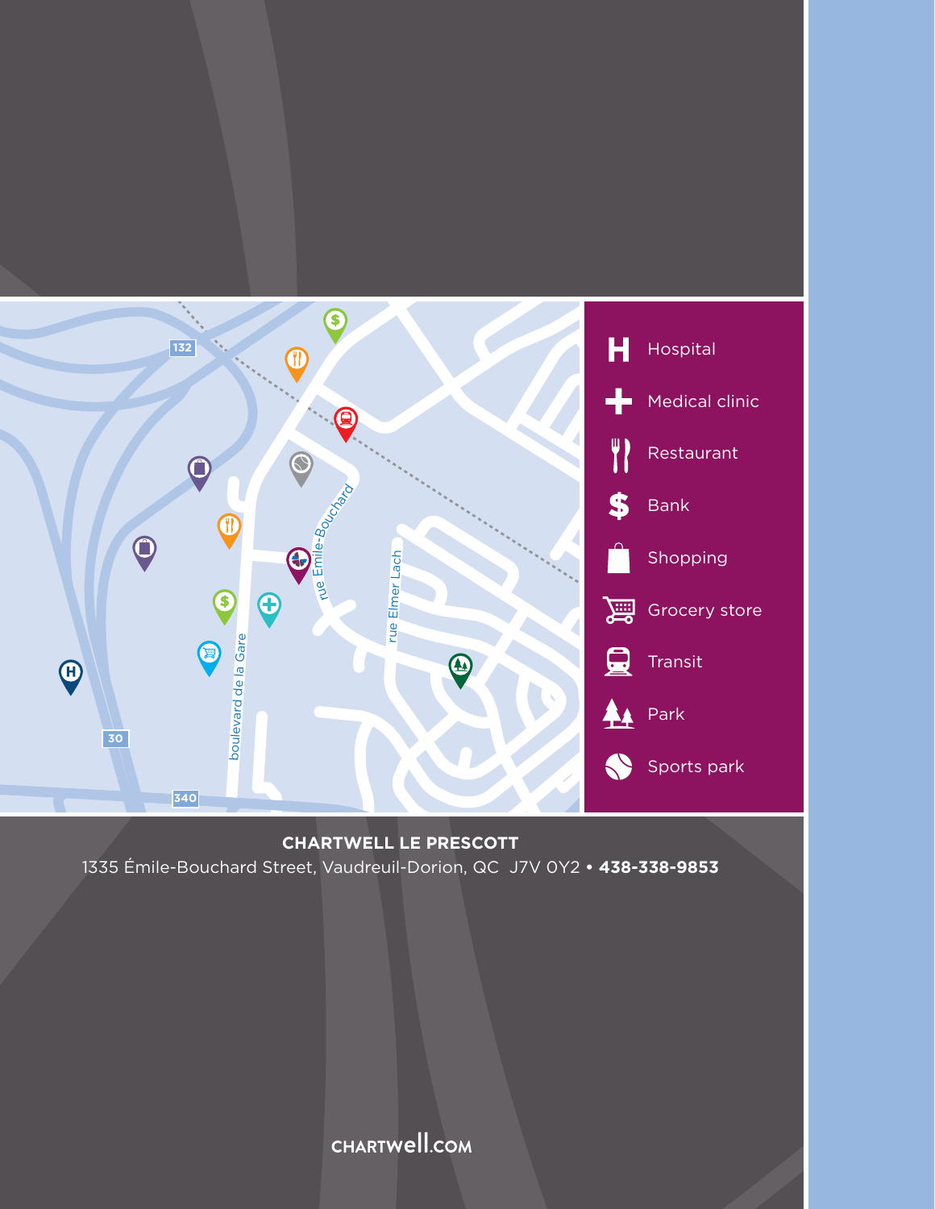132

rue Émile-Bouchard

rue Elmer Lach

boulevard de la Gare

30

340

- Hospital
- Medical clinic
- Restaurant
- Bank
- Shopping
- Grocery store
- Transit
- Park
- Sports park

**CHARTWELL LE PRESCOTT**

1335 Émile-Bouchard Street, Vaudreuil-Dorion, QC  J7V 0Y2 • **438-338-9853**

CHARTWELL.COM